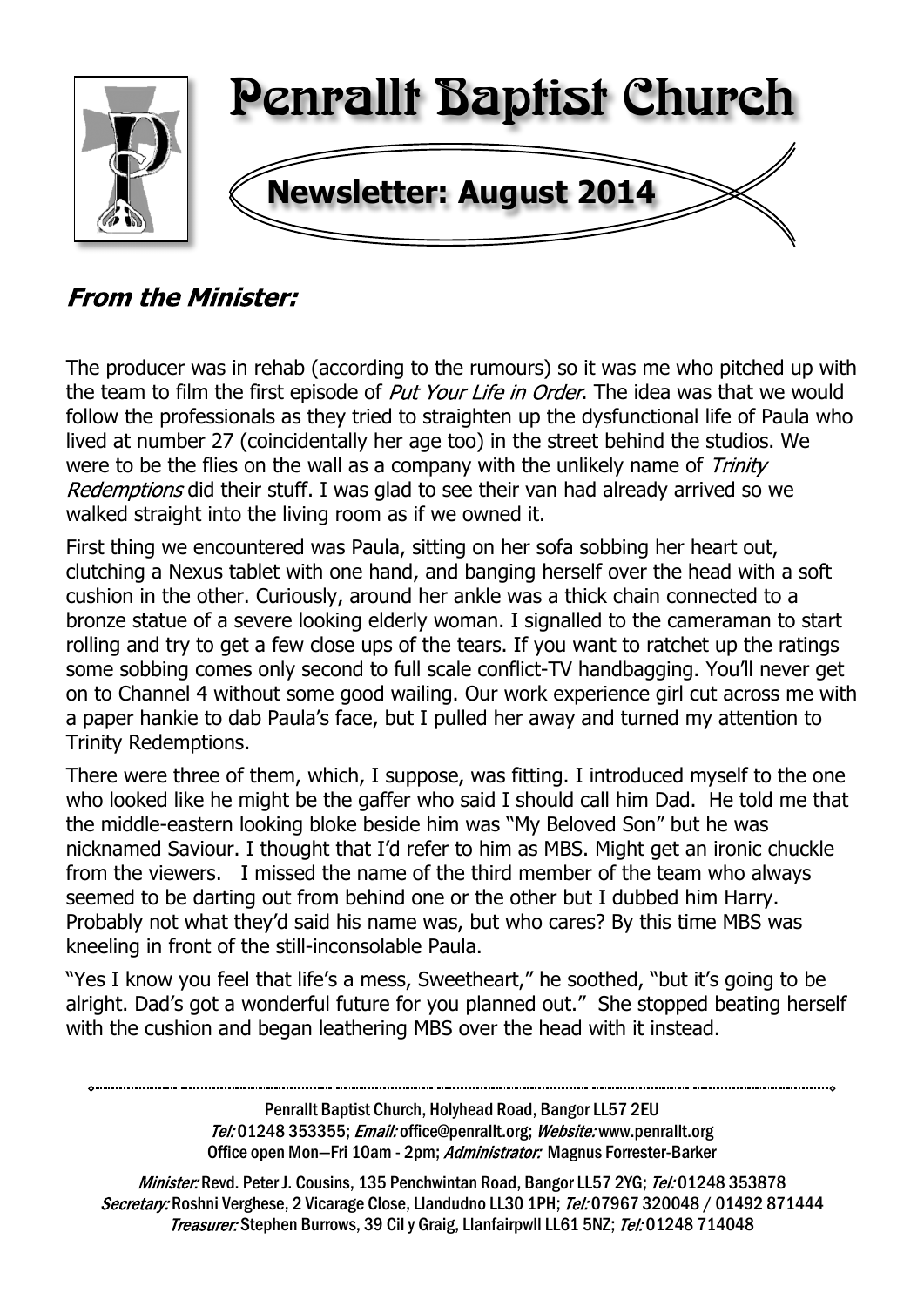# Penrallt Baptist Church

## Newsletter: August 2014

### *From the Minister:*

The producer was in rehab (according to the rumours) so it was me who pitched up with the team to film the first episode of *Put Your Life in Order*. The idea was that we would follow the professionals as they tried to straighten up the dysfunctional life of Paula who lived at number 27 (coincidentally her age too) in the street behind the studios. We were to be the flies on the wall as a company with the unlikely name of *Trinity Redemptions* did their stuff. I was glad to see their van had already arrived so we walked straight into the living room as if we owned it.

First thing we encountered was Paula, sitting on her sofa sobbing her heart out, clutching a Nexus tablet with one hand, and banging herself over the head with a soft cushion in the other. Curiously, around her ankle was a thick chain connected to a bronze statue of a severe looking elderly woman. I signalled to the cameraman to start rolling and try to get a few close ups of the tears. If you want to ratchet up the ratings some sobbing comes only second to full scale conflict-TV handbagging. You'll never get on to Channel 4 without some good wailing. Our work experience girl cut across me with a paper hankie to dab Paula's face, but I pulled her away and turned my attention to Trinity Redemptions.

There were three of them, which, I suppose, was fitting. I introduced myself to the one who looked like he might be the gaffer who said I should call him Dad. He told me that the middle-eastern looking bloke beside him was "My Beloved Son" but he was nicknamed Saviour. I thought that I'd refer to him as MBS. Might get an ironic chuckle from the viewers. I missed the name of the third member of the team who always seemed to be darting out from behind one or the other but I dubbed him Harry. Probably not what they'd said his name was, but who cares? By this time MBS was kneeling in front of the still-inconsolable Paula.

"Yes I know you feel that life's a mess, Sweetheart," he soothed, "but it's going to be alright. Dad's got a wonderful future for you planned out." She stopped beating herself with the cushion and began leathering MBS over the head with it instead.

---

Penrallt Baptist Church, Holyhead Road, Bangor LL57 2EU
*Tel:* 01248 353355; *Email:* office@penrallt.org; *Website:* www.penrallt.org
Office open Mon—Fri 10am - 2pm; *Administrator:* Magnus Forrester-Barker

*Minister:* Revd. Peter J. Cousins, 135 Penchwintan Road, Bangor LL57 2YG; *Tel:* 01248 353878
*Secretary:* Roshni Verghese, 2 Vicarage Close, Llandudno LL30 1PH; *Tel:* 07967 320048 / 01492 871444
*Treasurer:* Stephen Burrows, 39 Cil y Graig, Llanfairpwll LL61 5NZ; *Tel:* 01248 714048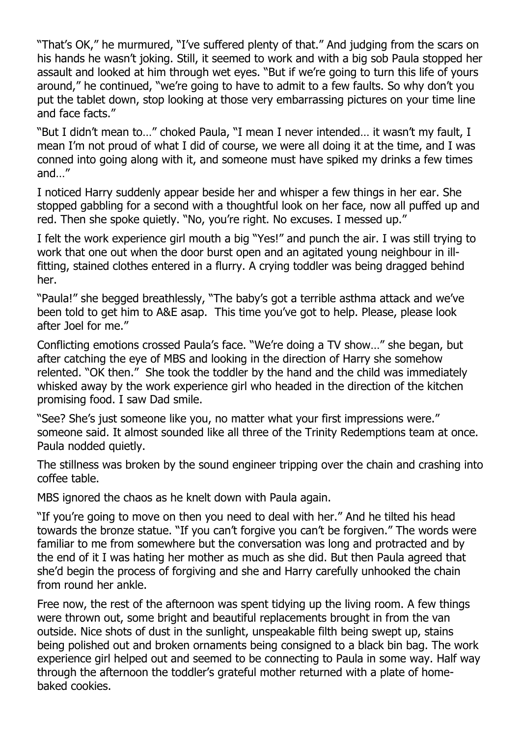"That's OK," he murmured, "I've suffered plenty of that." And judging from the scars on his hands he wasn't joking. Still, it seemed to work and with a big sob Paula stopped her assault and looked at him through wet eyes. "But if we're going to turn this life of yours around," he continued, "we're going to have to admit to a few faults. So why don't you put the tablet down, stop looking at those very embarrassing pictures on your time line and face facts."

"But I didn't mean to…" choked Paula, "I mean I never intended… it wasn't my fault, I mean I'm not proud of what I did of course, we were all doing it at the time, and I was conned into going along with it, and someone must have spiked my drinks a few times and…"

I noticed Harry suddenly appear beside her and whisper a few things in her ear. She stopped gabbling for a second with a thoughtful look on her face, now all puffed up and red. Then she spoke quietly. "No, you're right. No excuses. I messed up."

I felt the work experience girl mouth a big "Yes!" and punch the air. I was still trying to work that one out when the door burst open and an agitated young neighbour in ill-fitting, stained clothes entered in a flurry. A crying toddler was being dragged behind her.

"Paula!" she begged breathlessly, "The baby's got a terrible asthma attack and we've been told to get him to A&E asap. This time you've got to help. Please, please look after Joel for me."

Conflicting emotions crossed Paula's face. "We're doing a TV show…" she began, but after catching the eye of MBS and looking in the direction of Harry she somehow relented. "OK then." She took the toddler by the hand and the child was immediately whisked away by the work experience girl who headed in the direction of the kitchen promising food. I saw Dad smile.

"See? She's just someone like you, no matter what your first impressions were." someone said. It almost sounded like all three of the Trinity Redemptions team at once. Paula nodded quietly.

The stillness was broken by the sound engineer tripping over the chain and crashing into coffee table.

MBS ignored the chaos as he knelt down with Paula again.

"If you're going to move on then you need to deal with her." And he tilted his head towards the bronze statue. "If you can't forgive you can't be forgiven." The words were familiar to me from somewhere but the conversation was long and protracted and by the end of it I was hating her mother as much as she did. But then Paula agreed that she'd begin the process of forgiving and she and Harry carefully unhooked the chain from round her ankle.

Free now, the rest of the afternoon was spent tidying up the living room. A few things were thrown out, some bright and beautiful replacements brought in from the van outside. Nice shots of dust in the sunlight, unspeakable filth being swept up, stains being polished out and broken ornaments being consigned to a black bin bag. The work experience girl helped out and seemed to be connecting to Paula in some way. Half way through the afternoon the toddler's grateful mother returned with a plate of home-baked cookies.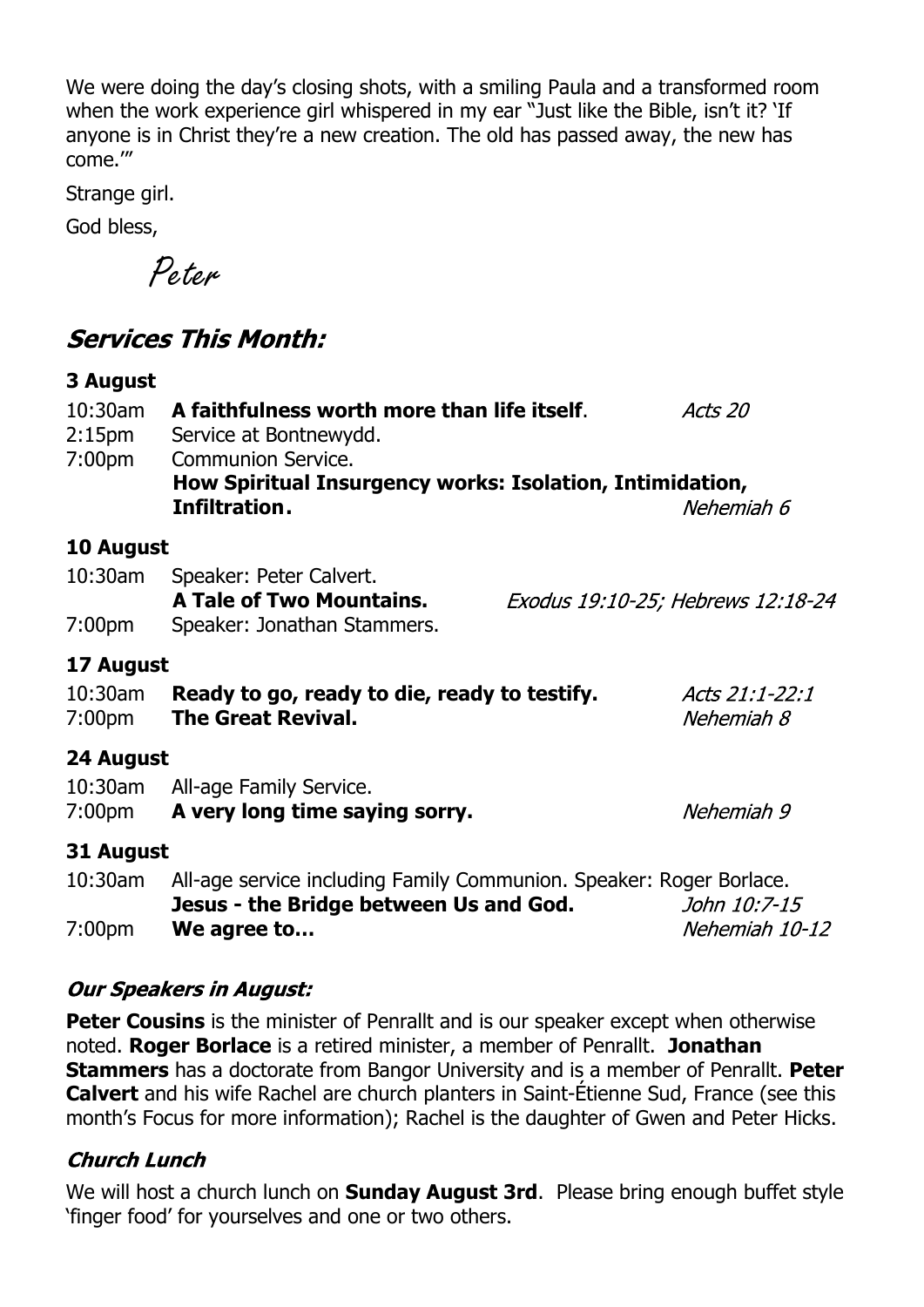We were doing the day's closing shots, with a smiling Paula and a transformed room when the work experience girl whispered in my ear "Just like the Bible, isn't it? 'If anyone is in Christ they're a new creation. The old has passed away, the new has come.'"

Strange girl.

God bless,

Peter

## *Services This Month:*

### 3 August

10:30am **A faithfulness worth more than life itself**. *Acts 20*

2:15pm Service at Bontnewydd.

7:00pm Communion Service.
**How Spiritual Insurgency works: Isolation, Intimidation, Infiltration.** *Nehemiah 6*

### 10 August

10:30am Speaker: Peter Calvert.
**A Tale of Two Mountains.** *Exodus 19:10-25; Hebrews 12:18-24*

7:00pm Speaker: Jonathan Stammers.

### 17 August

10:30am **Ready to go, ready to die, ready to testify.** *Acts 21:1-22:1*

7:00pm **The Great Revival.** *Nehemiah 8*

### 24 August

10:30am All-age Family Service.

7:00pm **A very long time saying sorry.** *Nehemiah 9*

### 31 August

10:30am All-age service including Family Communion. Speaker: Roger Borlace.
**Jesus - the Bridge between Us and God.** *John 10:7-15*

7:00pm **We agree to…** *Nehemiah 10-12*

### *Our Speakers in August:*

**Peter Cousins** is the minister of Penrallt and is our speaker except when otherwise noted. **Roger Borlace** is a retired minister, a member of Penrallt. **Jonathan Stammers** has a doctorate from Bangor University and is a member of Penrallt. **Peter Calvert** and his wife Rachel are church planters in Saint-Étienne Sud, France (see this month's Focus for more information); Rachel is the daughter of Gwen and Peter Hicks.

### *Church Lunch*

We will host a church lunch on **Sunday August 3rd**. Please bring enough buffet style 'finger food' for yourselves and one or two others.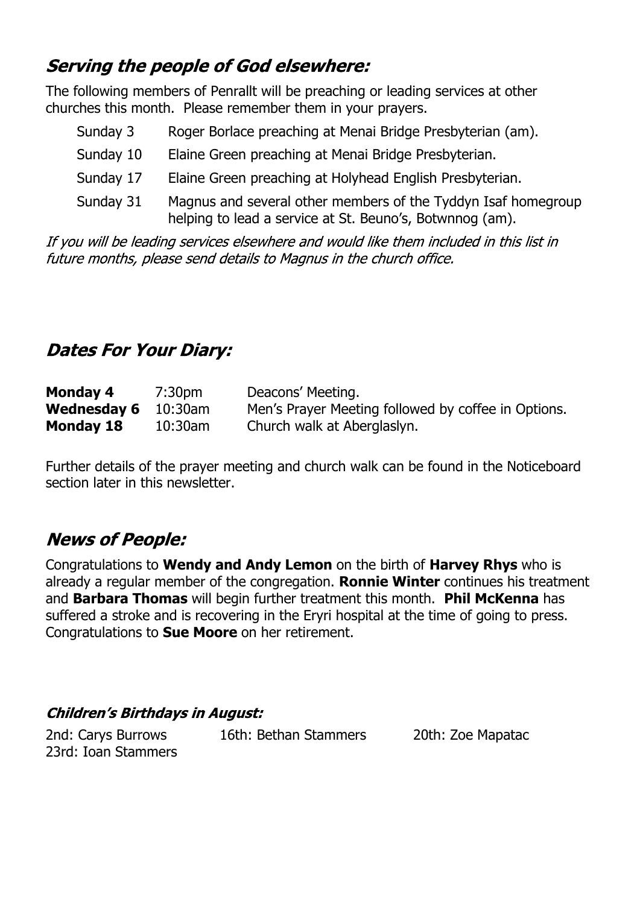## *Serving the people of God elsewhere:*

The following members of Penrallt will be preaching or leading services at other churches this month. Please remember them in your prayers.

| | |
|---|---|
| Sunday 3 | Roger Borlace preaching at Menai Bridge Presbyterian (am). |
| Sunday 10 | Elaine Green preaching at Menai Bridge Presbyterian. |
| Sunday 17 | Elaine Green preaching at Holyhead English Presbyterian. |
| Sunday 31 | Magnus and several other members of the Tyddyn Isaf homegroup helping to lead a service at St. Beuno's, Botwnnog (am). |

*If you will be leading services elsewhere and would like them included in this list in future months, please send details to Magnus in the church office.*

## *Dates For Your Diary:*

| | | |
|---|---|---|
| **Monday 4** | 7:30pm | Deacons' Meeting. |
| **Wednesday 6** | 10:30am | Men's Prayer Meeting followed by coffee in Options. |
| **Monday 18** | 10:30am | Church walk at Aberglaslyn. |

Further details of the prayer meeting and church walk can be found in the Noticeboard section later in this newsletter.

## *News of People:*

Congratulations to **Wendy and Andy Lemon** on the birth of **Harvey Rhys** who is already a regular member of the congregation. **Ronnie Winter** continues his treatment and **Barbara Thomas** will begin further treatment this month. **Phil McKenna** has suffered a stroke and is recovering in the Eryri hospital at the time of going to press. Congratulations to **Sue Moore** on her retirement.

### *Children's Birthdays in August:*

2nd: Carys Burrows    16th: Bethan Stammers    20th: Zoe Mapatac
23rd: Ioan Stammers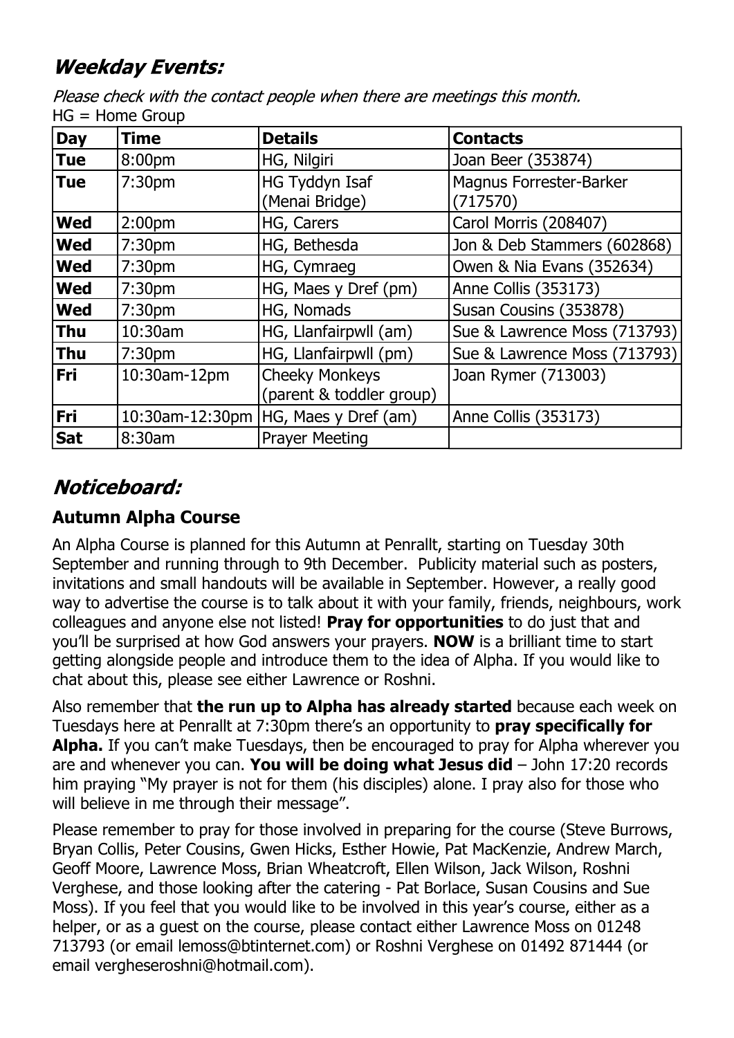## *Weekday Events:*

*Please check with the contact people when there are meetings this month.*
HG = Home Group

| Day | Time | Details | Contacts |
|---|---|---|---|
| **Tue** | 8:00pm | HG, Nilgiri | Joan Beer (353874) |
| **Tue** | 7:30pm | HG Tyddyn Isaf (Menai Bridge) | Magnus Forrester-Barker (717570) |
| **Wed** | 2:00pm | HG, Carers | Carol Morris (208407) |
| **Wed** | 7:30pm | HG, Bethesda | Jon & Deb Stammers (602868) |
| **Wed** | 7:30pm | HG, Cymraeg | Owen & Nia Evans (352634) |
| **Wed** | 7:30pm | HG, Maes y Dref (pm) | Anne Collis (353173) |
| **Wed** | 7:30pm | HG, Nomads | Susan Cousins (353878) |
| **Thu** | 10:30am | HG, Llanfairpwll (am) | Sue & Lawrence Moss (713793) |
| **Thu** | 7:30pm | HG, Llanfairpwll (pm) | Sue & Lawrence Moss (713793) |
| **Fri** | 10:30am-12pm | Cheeky Monkeys (parent & toddler group) | Joan Rymer (713003) |
| **Fri** | 10:30am-12:30pm | HG, Maes y Dref (am) | Anne Collis (353173) |
| **Sat** | 8:30am | Prayer Meeting | |

## *Noticeboard:*

### Autumn Alpha Course

An Alpha Course is planned for this Autumn at Penrallt, starting on Tuesday 30th September and running through to 9th December. Publicity material such as posters, invitations and small handouts will be available in September. However, a really good way to advertise the course is to talk about it with your family, friends, neighbours, work colleagues and anyone else not listed! **Pray for opportunities** to do just that and you'll be surprised at how God answers your prayers. **NOW** is a brilliant time to start getting alongside people and introduce them to the idea of Alpha. If you would like to chat about this, please see either Lawrence or Roshni.

Also remember that **the run up to Alpha has already started** because each week on Tuesdays here at Penrallt at 7:30pm there's an opportunity to **pray specifically for Alpha.** If you can't make Tuesdays, then be encouraged to pray for Alpha wherever you are and whenever you can. **You will be doing what Jesus did** – John 17:20 records him praying "My prayer is not for them (his disciples) alone. I pray also for those who will believe in me through their message".

Please remember to pray for those involved in preparing for the course (Steve Burrows, Bryan Collis, Peter Cousins, Gwen Hicks, Esther Howie, Pat MacKenzie, Andrew March, Geoff Moore, Lawrence Moss, Brian Wheatcroft, Ellen Wilson, Jack Wilson, Roshni Verghese, and those looking after the catering - Pat Borlace, Susan Cousins and Sue Moss). If you feel that you would like to be involved in this year's course, either as a helper, or as a guest on the course, please contact either Lawrence Moss on 01248 713793 (or email lemoss@btinternet.com) or Roshni Verghese on 01492 871444 (or email vergheseroshni@hotmail.com).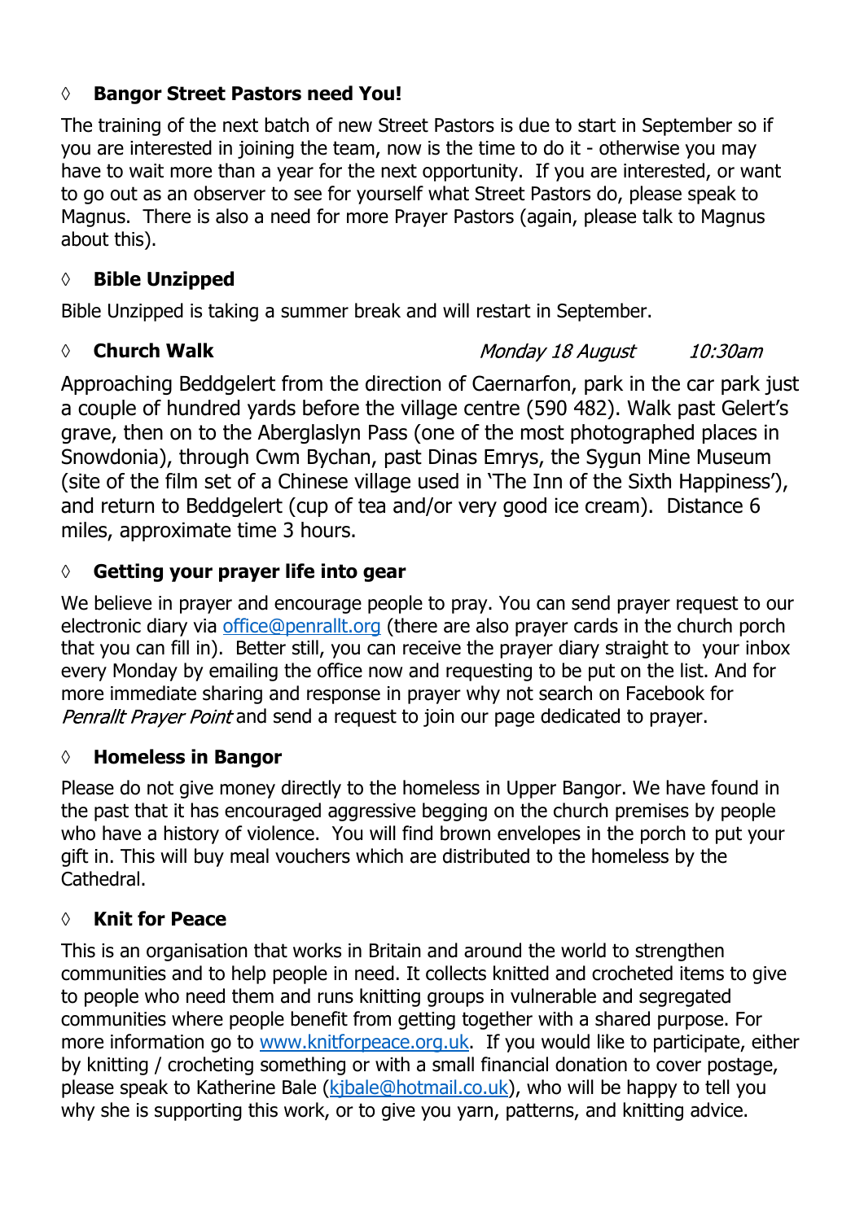### ◊ **Bangor Street Pastors need You!**

The training of the next batch of new Street Pastors is due to start in September so if you are interested in joining the team, now is the time to do it - otherwise you may have to wait more than a year for the next opportunity. If you are interested, or want to go out as an observer to see for yourself what Street Pastors do, please speak to Magnus. There is also a need for more Prayer Pastors (again, please talk to Magnus about this).

### ◊ **Bible Unzipped**

Bible Unzipped is taking a summer break and will restart in September.

### ◊ **Church Walk** *Monday 18 August* *10:30am*

Approaching Beddgelert from the direction of Caernarfon, park in the car park just a couple of hundred yards before the village centre (590 482). Walk past Gelert's grave, then on to the Aberglaslyn Pass (one of the most photographed places in Snowdonia), through Cwm Bychan, past Dinas Emrys, the Sygun Mine Museum (site of the film set of a Chinese village used in 'The Inn of the Sixth Happiness'), and return to Beddgelert (cup of tea and/or very good ice cream). Distance 6 miles, approximate time 3 hours.

### ◊ **Getting your prayer life into gear**

We believe in prayer and encourage people to pray. You can send prayer request to our electronic diary via office@penrallt.org (there are also prayer cards in the church porch that you can fill in). Better still, you can receive the prayer diary straight to your inbox every Monday by emailing the office now and requesting to be put on the list. And for more immediate sharing and response in prayer why not search on Facebook for *Penrallt Prayer Point* and send a request to join our page dedicated to prayer.

### ◊ **Homeless in Bangor**

Please do not give money directly to the homeless in Upper Bangor. We have found in the past that it has encouraged aggressive begging on the church premises by people who have a history of violence. You will find brown envelopes in the porch to put your gift in. This will buy meal vouchers which are distributed to the homeless by the Cathedral.

### ◊ **Knit for Peace**

This is an organisation that works in Britain and around the world to strengthen communities and to help people in need. It collects knitted and crocheted items to give to people who need them and runs knitting groups in vulnerable and segregated communities where people benefit from getting together with a shared purpose. For more information go to www.knitforpeace.org.uk. If you would like to participate, either by knitting / crocheting something or with a small financial donation to cover postage, please speak to Katherine Bale (kjbale@hotmail.co.uk), who will be happy to tell you why she is supporting this work, or to give you yarn, patterns, and knitting advice.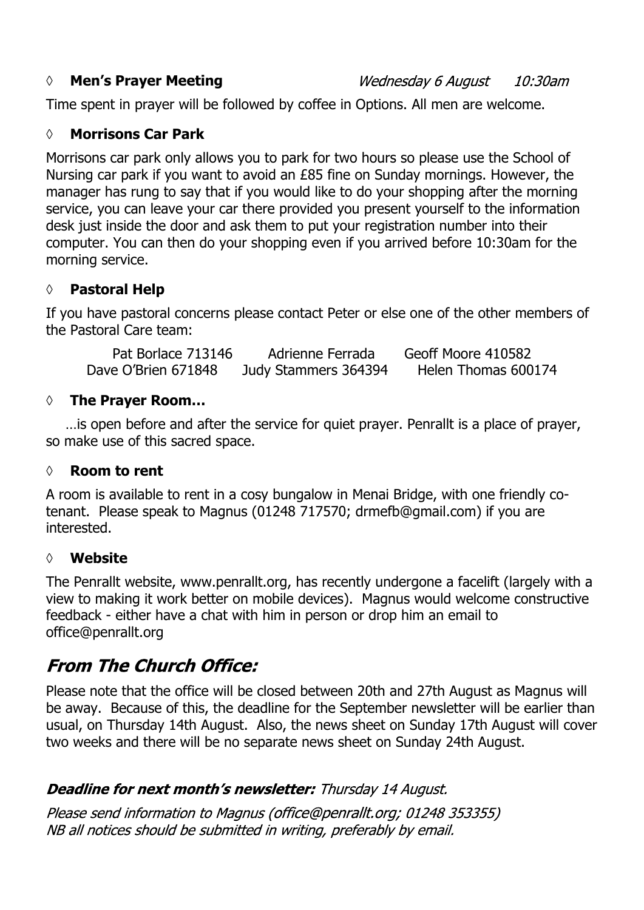◊ **Men's Prayer Meeting** *Wednesday 6 August 10:30am*

Time spent in prayer will be followed by coffee in Options. All men are welcome.

◊ **Morrisons Car Park**

Morrisons car park only allows you to park for two hours so please use the School of Nursing car park if you want to avoid an £85 fine on Sunday mornings. However, the manager has rung to say that if you would like to do your shopping after the morning service, you can leave your car there provided you present yourself to the information desk just inside the door and ask them to put your registration number into their computer. You can then do your shopping even if you arrived before 10:30am for the morning service.

◊ **Pastoral Help**

If you have pastoral concerns please contact Peter or else one of the other members of the Pastoral Care team:

| | | |
|---|---|---|
| Pat Borlace 713146 | Adrienne Ferrada | Geoff Moore 410582 |
| Dave O'Brien 671848 | Judy Stammers 364394 | Helen Thomas 600174 |

◊ **The Prayer Room…**

…is open before and after the service for quiet prayer. Penrallt is a place of prayer, so make use of this sacred space.

◊ **Room to rent**

A room is available to rent in a cosy bungalow in Menai Bridge, with one friendly co-tenant. Please speak to Magnus (01248 717570; drmefb@gmail.com) if you are interested.

◊ **Website**

The Penrallt website, www.penrallt.org, has recently undergone a facelift (largely with a view to making it work better on mobile devices). Magnus would welcome constructive feedback - either have a chat with him in person or drop him an email to office@penrallt.org

## *From The Church Office:*

Please note that the office will be closed between 20th and 27th August as Magnus will be away. Because of this, the deadline for the September newsletter will be earlier than usual, on Thursday 14th August. Also, the news sheet on Sunday 17th August will cover two weeks and there will be no separate news sheet on Sunday 24th August.

***Deadline for next month's newsletter:*** *Thursday 14 August.*

*Please send information to Magnus (office@penrallt.org; 01248 353355)*
*NB all notices should be submitted in writing, preferably by email.*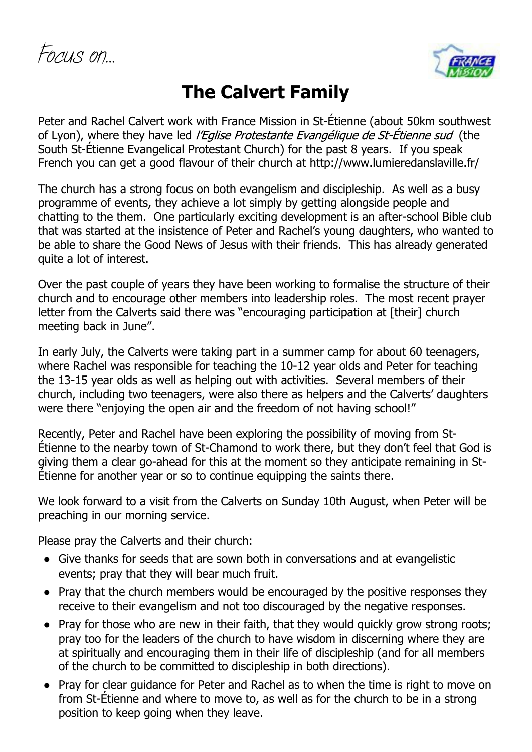*Focus on...*

# The Calvert Family

Peter and Rachel Calvert work with France Mission in St-Étienne (about 50km southwest of Lyon), where they have led *l'Eglise Protestante Evangélique de St-Étienne sud* (the South St-Étienne Evangelical Protestant Church) for the past 8 years. If you speak French you can get a good flavour of their church at http://www.lumieredanslaville.fr/

The church has a strong focus on both evangelism and discipleship. As well as a busy programme of events, they achieve a lot simply by getting alongside people and chatting to the them. One particularly exciting development is an after-school Bible club that was started at the insistence of Peter and Rachel's young daughters, who wanted to be able to share the Good News of Jesus with their friends. This has already generated quite a lot of interest.

Over the past couple of years they have been working to formalise the structure of their church and to encourage other members into leadership roles. The most recent prayer letter from the Calverts said there was "encouraging participation at [their] church meeting back in June".

In early July, the Calverts were taking part in a summer camp for about 60 teenagers, where Rachel was responsible for teaching the 10-12 year olds and Peter for teaching the 13-15 year olds as well as helping out with activities. Several members of their church, including two teenagers, were also there as helpers and the Calverts' daughters were there "enjoying the open air and the freedom of not having school!"

Recently, Peter and Rachel have been exploring the possibility of moving from St-Étienne to the nearby town of St-Chamond to work there, but they don't feel that God is giving them a clear go-ahead for this at the moment so they anticipate remaining in St-Étienne for another year or so to continue equipping the saints there.

We look forward to a visit from the Calverts on Sunday 10th August, when Peter will be preaching in our morning service.

Please pray the Calverts and their church:

- Give thanks for seeds that are sown both in conversations and at evangelistic events; pray that they will bear much fruit.
- Pray that the church members would be encouraged by the positive responses they receive to their evangelism and not too discouraged by the negative responses.
- Pray for those who are new in their faith, that they would quickly grow strong roots; pray too for the leaders of the church to have wisdom in discerning where they are at spiritually and encouraging them in their life of discipleship (and for all members of the church to be committed to discipleship in both directions).
- Pray for clear guidance for Peter and Rachel as to when the time is right to move on from St-Étienne and where to move to, as well as for the church to be in a strong position to keep going when they leave.